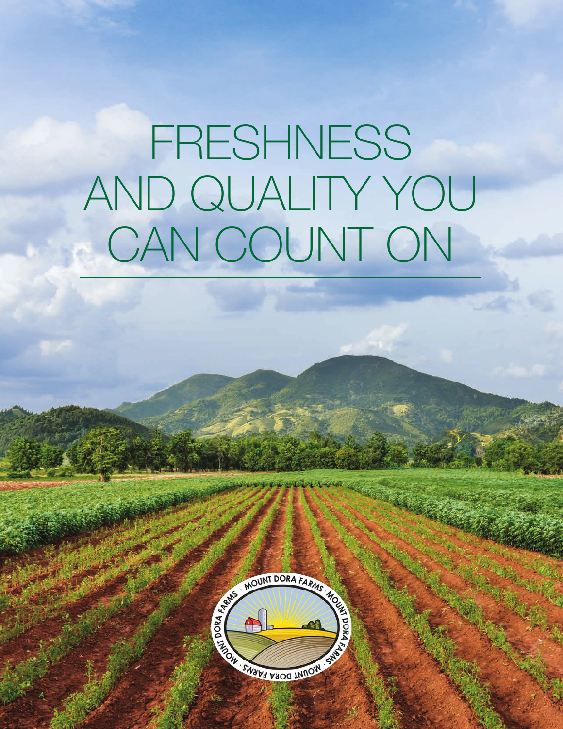# FRESHNESS AND QUALITY YOU CAN COUNT ON

MOUNT DORA FARMS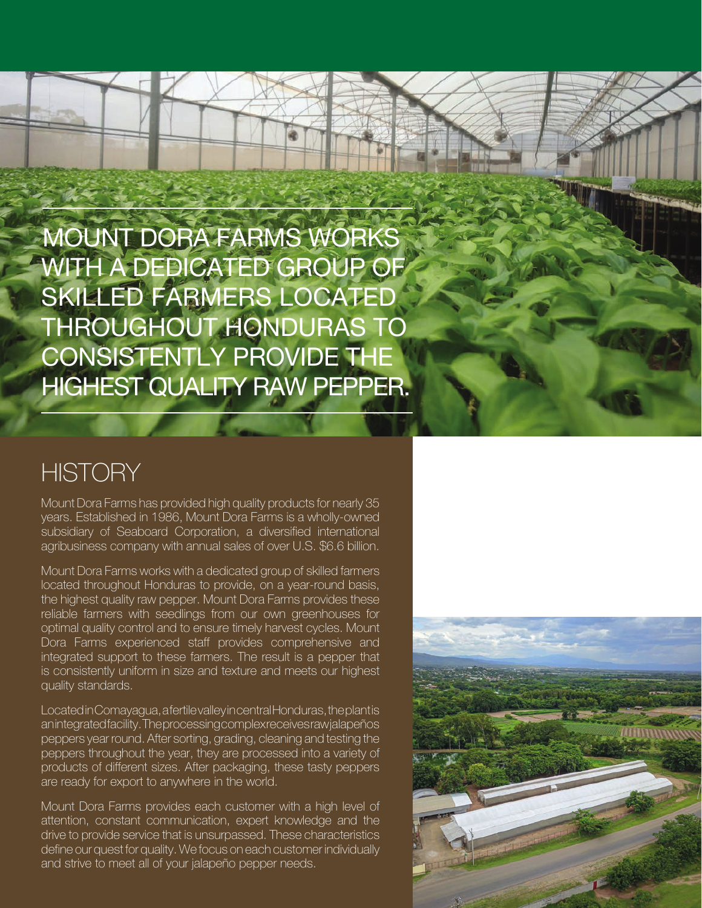MOUNT DORA FARMS WORKS WITH A DEDICATED GROUP OF SKILLED FARMERS LOCATED THROUGHOUT HONDURAS TO CONSISTENTLY PROVIDE THE HIGHEST QUALITY RAW PEPPER.

## HISTORY

Mount Dora Farms has provided high quality products for nearly 35 years. Established in 1986, Mount Dora Farms is a wholly-owned subsidiary of Seaboard Corporation, a diversified international agribusiness company with annual sales of over U.S. $6.6 billion.

Mount Dora Farms works with a dedicated group of skilled farmers located throughout Honduras to provide, on a year-round basis, the highest quality raw pepper. Mount Dora Farms provides these reliable farmers with seedlings from our own greenhouses for optimal quality control and to ensure timely harvest cycles. Mount Dora Farms experienced staff provides comprehensive and integrated support to these farmers. The result is a pepper that is consistently uniform in size and texture and meets our highest quality standards.

Located in Comayagua, a fertile valley in central Honduras, the plant is an integrated facility. The processing complex receives raw jalapeños peppers year round. After sorting, grading, cleaning and testing the peppers throughout the year, they are processed into a variety of products of different sizes. After packaging, these tasty peppers are ready for export to anywhere in the world.

Mount Dora Farms provides each customer with a high level of attention, constant communication, expert knowledge and the drive to provide service that is unsurpassed. These characteristics define our quest for quality. We focus on each customer individually and strive to meet all of your jalapeño pepper needs.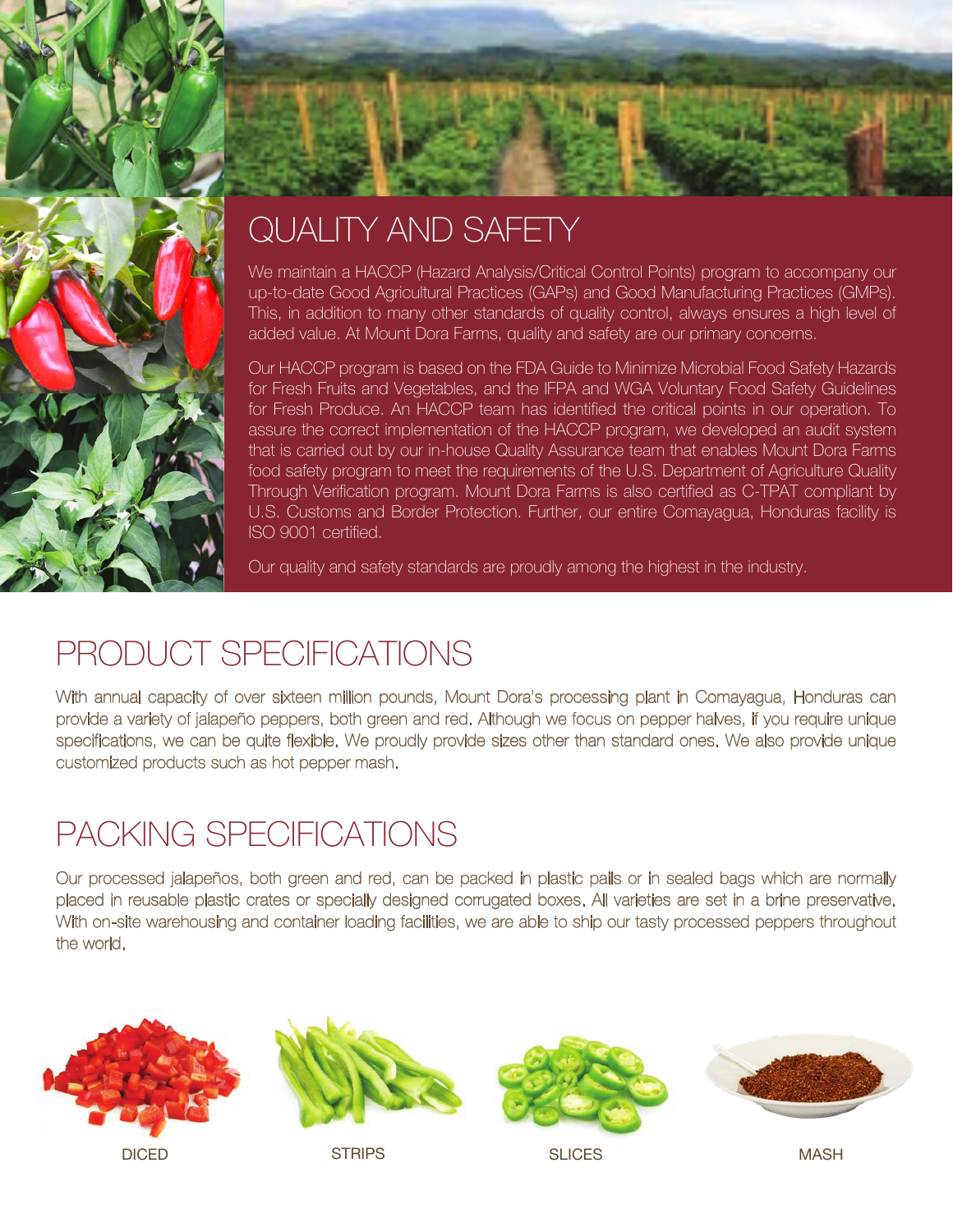## QUALITY AND SAFETY

We maintain a HACCP (Hazard Analysis/Critical Control Points) program to accompany our up-to-date Good Agricultural Practices (GAPs) and Good Manufacturing Practices (GMPs). This, in addition to many other standards of quality control, always ensures a high level of added value. At Mount Dora Farms, quality and safety are our primary concerns.

Our HACCP program is based on the FDA Guide to Minimize Microbial Food Safety Hazards for Fresh Fruits and Vegetables, and the IFPA and WGA Voluntary Food Safety Guidelines for Fresh Produce. An HACCP team has identified the critical points in our operation. To assure the correct implementation of the HACCP program, we developed an audit system that is carried out by our in-house Quality Assurance team that enables Mount Dora Farms food safety program to meet the requirements of the U.S. Department of Agriculture Quality Through Verification program. Mount Dora Farms is also certified as C-TPAT compliant by U.S. Customs and Border Protection. Further, our entire Comayagua, Honduras facility is ISO 9001 certified.

Our quality and safety standards are proudly among the highest in the industry.

## PRODUCT SPECIFICATIONS

With annual capacity of over sixteen million pounds, Mount Dora's processing plant in Comayagua, Honduras can provide a variety of jalapeño peppers, both green and red. Although we focus on pepper halves, if you require unique specifications, we can be quite flexible. We proudly provide sizes other than standard ones. We also provide unique customized products such as hot pepper mash.

## PACKING SPECIFICATIONS

Our processed jalapeños, both green and red, can be packed in plastic pails or in sealed bags which are normally placed in reusable plastic crates or specially designed corrugated boxes. All varieties are set in a brine preservative. With on-site warehousing and container loading facilities, we are able to ship our tasty processed peppers throughout the world.

DICED

STRIPS

SLICES

MASH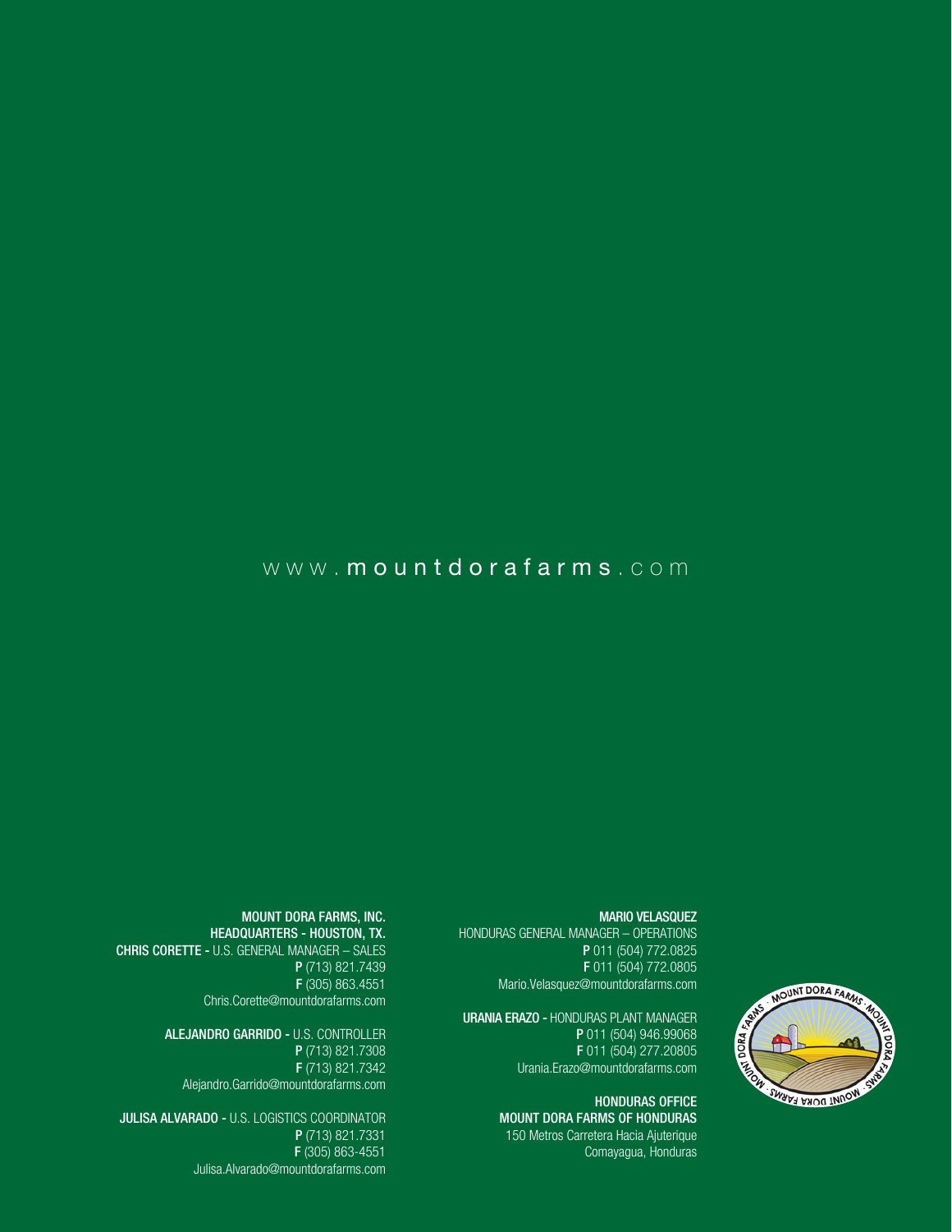www.mountdorafarms.com

**MOUNT DORA FARMS, INC.**
**HEADQUARTERS - HOUSTON, TX.**
**CHRIS CORETTE -** U.S. GENERAL MANAGER – SALES
**P** (713) 821.7439
**F** (305) 863.4551
Chris.Corette@mountdorafarms.com

**ALEJANDRO GARRIDO -** U.S. CONTROLLER
**P** (713) 821.7308
**F** (713) 821.7342
Alejandro.Garrido@mountdorafarms.com

**JULISA ALVARADO -** U.S. LOGISTICS COORDINATOR
**P** (713) 821.7331
**F** (305) 863-4551
Julisa.Alvarado@mountdorafarms.com

**MARIO VELASQUEZ**
HONDURAS GENERAL MANAGER – OPERATIONS
**P** 011 (504) 772.0825
**F** 011 (504) 772.0805
Mario.Velasquez@mountdorafarms.com

**URANIA ERAZO -** HONDURAS PLANT MANAGER
**P** 011 (504) 946.99068
**F** 011 (504) 277.20805
Urania.Erazo@mountdorafarms.com

**HONDURAS OFFICE**
**MOUNT DORA FARMS OF HONDURAS**
150 Metros Carretera Hacia Ajuterique
Comayagua, Honduras